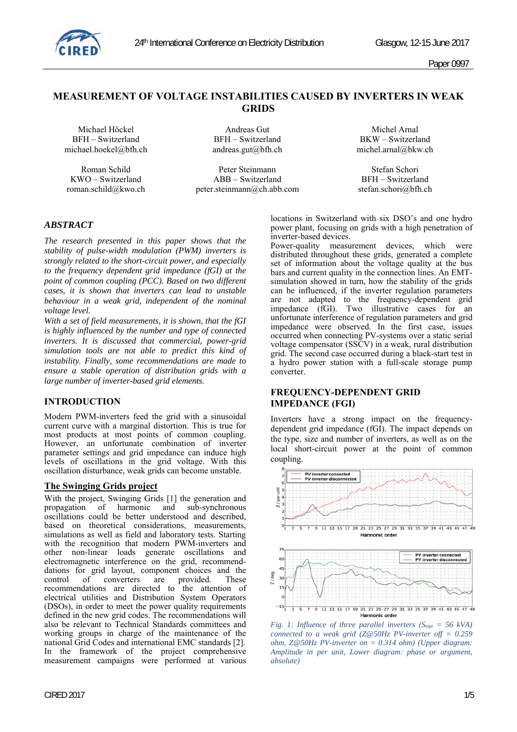# MEASUREMENT OF VOLTAGE INSTABILITIES CAUSED BY INVERTERS IN WEAK GRIDS

Michael Höckel
BFH – Switzerland
michael.hoekel@bfh.ch

Andreas Gut
BFH – Switzerland
andreas.gut@bfh.ch

Michel Arnal
BKW – Switzerland
michel.arnal@bkw.ch

Roman Schild
KWO – Switzerland
roman.schild@kwo.ch

Peter Steinmann
ABB – Switzerland
peter.steinmann@ch.abb.com

Stefan Schori
BFH – Switzerland
stefan.schori@bfh.ch

## *ABSTRACT*

*The research presented in this paper shows that the stability of pulse-width modulation (PWM) inverters is strongly related to the short-circuit power, and especially to the frequency dependent grid impedance (fGI) at the point of common coupling (PCC). Based on two different cases, it is shown that inverters can lead to unstable behaviour in a weak grid, independent of the nominal voltage level.*

*With a set of field measurements, it is shown, that the fGI is highly influenced by the number and type of connected inverters. It is discussed that commercial, power-grid simulation tools are not able to predict this kind of instability. Finally, some recommendations are made to ensure a stable operation of distribution grids with a large number of inverter-based grid elements.*

## INTRODUCTION

Modern PWM-inverters feed the grid with a sinusoidal current curve with a marginal distortion. This is true for most products at most points of common coupling. However, an unfortunate combination of inverter parameter settings and grid impedance can induce high levels of oscillations in the grid voltage. With this oscillation disturbance, weak grids can become unstable.

### The Swinging Grids project

With the project, Swinging Grids [1] the generation and propagation of harmonic and sub-synchronous oscillations could be better understood and described, based on theoretical considerations, measurements, simulations as well as field and laboratory tests. Starting with the recognition that modern PWM-inverters and other non-linear loads generate oscillations and electromagnetic interference on the grid, recommend-dations for grid layout, component choices and the control of converters are provided. These recommendations are directed to the attention of electrical utilities and Distribution System Operators (DSOs), in order to meet the power quality requirements defined in the new grid codes. The recommendations will also be relevant to Technical Standards committees and working groups in charge of the maintenance of the national Grid Codes and international EMC standards [2]. In the framework of the project comprehensive measurement campaigns were performed at various locations in Switzerland with six DSO's and one hydro power plant, focusing on grids with a high penetration of inverter-based devices.

Power-quality measurement devices, which were distributed throughout these grids, generated a complete set of information about the voltage quality at the bus bars and current quality in the connection lines. An EMT-simulation showed in turn, how the stability of the grids can be influenced, if the inverter regulation parameters are not adapted to the frequency-dependent grid impedance (fGI). Two illustrative cases for an unfortunate interference of regulation parameters and grid impedance were observed. In the first case, issues occurred when connecting PV-systems over a static serial voltage compensator (SSCV) in a weak, rural distribution grid. The second case occurred during a black-start test in a hydro power station with a full-scale storage pump converter.

## FREQUENCY-DEPENDENT GRID IMPEDANCE (FGI)

Inverters have a strong impact on the frequency-dependent grid impedance (fGI). The impact depends on the type, size and number of inverters, as well as on the local short-circuit power at the point of common coupling.

*Fig. 1: Influence of three parallel inverters ($S_{equ}$ = 56 kVA) connected to a weak grid (Z@50Hz PV-inverter off = 0.259 ohm, Z@50Hz PV-inverter on = 0.314 ohm) (Upper diagram: Amplitude in per unit, Lower diagram: phase or argument, absolute)*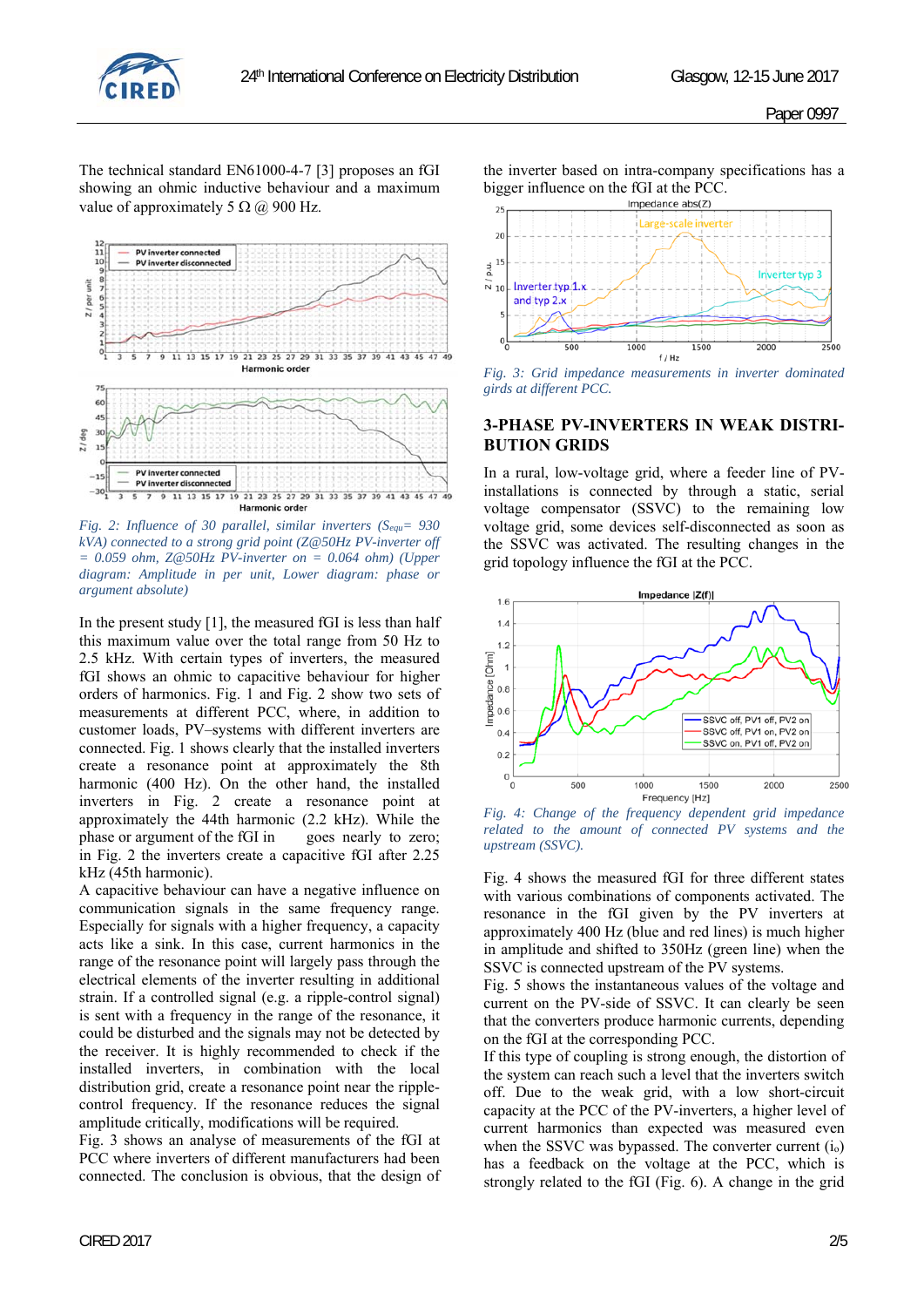The technical standard EN61000-4-7 [3] proposes an fGI showing an ohmic inductive behaviour and a maximum value of approximately 5 Ω @ 900 Hz.

*Fig. 2: Influence of 30 parallel, similar inverters ($S_{equ}$= 930 kVA) connected to a strong grid point (Z@50Hz PV-inverter off = 0.059 ohm, Z@50Hz PV-inverter on = 0.064 ohm) (Upper diagram: Amplitude in per unit, Lower diagram: phase or argument absolute)*

In the present study [1], the measured fGI is less than half this maximum value over the total range from 50 Hz to 2.5 kHz. With certain types of inverters, the measured fGI shows an ohmic to capacitive behaviour for higher orders of harmonics. Fig. 1 and Fig. 2 show two sets of measurements at different PCC, where, in addition to customer loads, PV–systems with different inverters are connected. Fig. 1 shows clearly that the installed inverters create a resonance point at approximately the 8th harmonic (400 Hz). On the other hand, the installed inverters in Fig. 2 create a resonance point at approximately the 44th harmonic (2.2 kHz). While the phase or argument of the fGI in goes nearly to zero; in Fig. 2 the inverters create a capacitive fGI after 2.25 kHz (45th harmonic).

A capacitive behaviour can have a negative influence on communication signals in the same frequency range. Especially for signals with a higher frequency, a capacity acts like a sink. In this case, current harmonics in the range of the resonance point will largely pass through the electrical elements of the inverter resulting in additional strain. If a controlled signal (e.g. a ripple-control signal) is sent with a frequency in the range of the resonance, it could be disturbed and the signals may not be detected by the receiver. It is highly recommended to check if the installed inverters, in combination with the local distribution grid, create a resonance point near the ripple-control frequency. If the resonance reduces the signal amplitude critically, modifications will be required.

Fig. 3 shows an analyse of measurements of the fGI at PCC where inverters of different manufacturers had been connected. The conclusion is obvious, that the design of the inverter based on intra-company specifications has a bigger influence on the fGI at the PCC.

*Fig. 3: Grid impedance measurements in inverter dominated girds at different PCC.*

## 3-PHASE PV-INVERTERS IN WEAK DISTRIBUTION GRIDS

In a rural, low-voltage grid, where a feeder line of PV-installations is connected by through a static, serial voltage compensator (SSVC) to the remaining low voltage grid, some devices self-disconnected as soon as the SSVC was activated. The resulting changes in the grid topology influence the fGI at the PCC.

*Fig. 4: Change of the frequency dependent grid impedance related to the amount of connected PV systems and the upstream (SSVC).*

Fig. 4 shows the measured fGI for three different states with various combinations of components activated. The resonance in the fGI given by the PV inverters at approximately 400 Hz (blue and red lines) is much higher in amplitude and shifted to 350Hz (green line) when the SSVC is connected upstream of the PV systems.

Fig. 5 shows the instantaneous values of the voltage and current on the PV-side of SSVC. It can clearly be seen that the converters produce harmonic currents, depending on the fGI at the corresponding PCC.

If this type of coupling is strong enough, the distortion of the system can reach such a level that the inverters switch off. Due to the weak grid, with a low short-circuit capacity at the PCC of the PV-inverters, a higher level of current harmonics than expected was measured even when the SSVC was bypassed. The converter current ($i_o$) has a feedback on the voltage at the PCC, which is strongly related to the fGI (Fig. 6). A change in the grid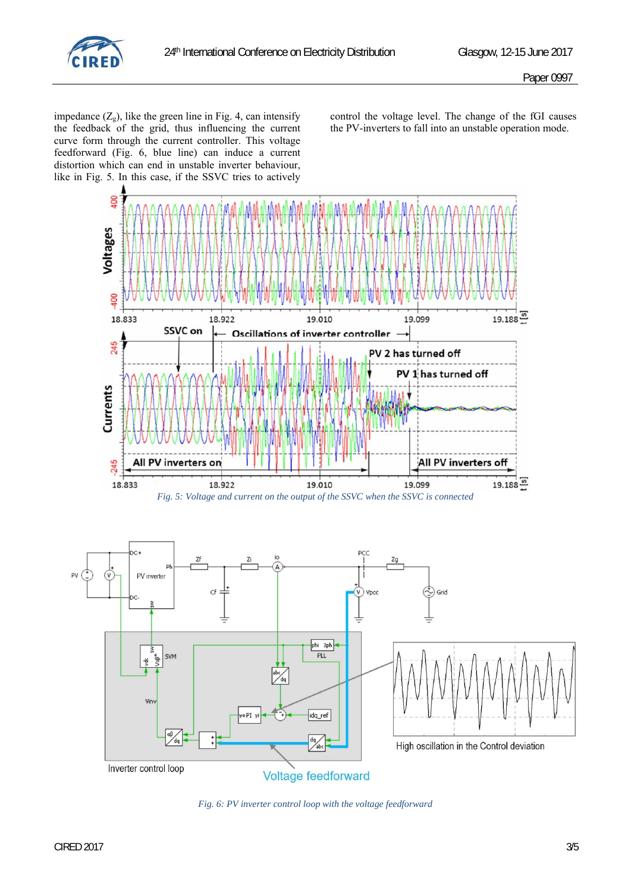impedance ($Z_g$), like the green line in Fig. 4, can intensify the feedback of the grid, thus influencing the current curve form through the current controller. This voltage feedforward (Fig. 6, blue line) can induce a current distortion which can end in unstable inverter behaviour, like in Fig. 5. In this case, if the SSVC tries to actively control the voltage level. The change of the fGI causes the PV-inverters to fall into an unstable operation mode.

*Fig. 5: Voltage and current on the output of the SSVC when the SSVC is connected*

*Fig. 6: PV inverter control loop with the voltage feedforward*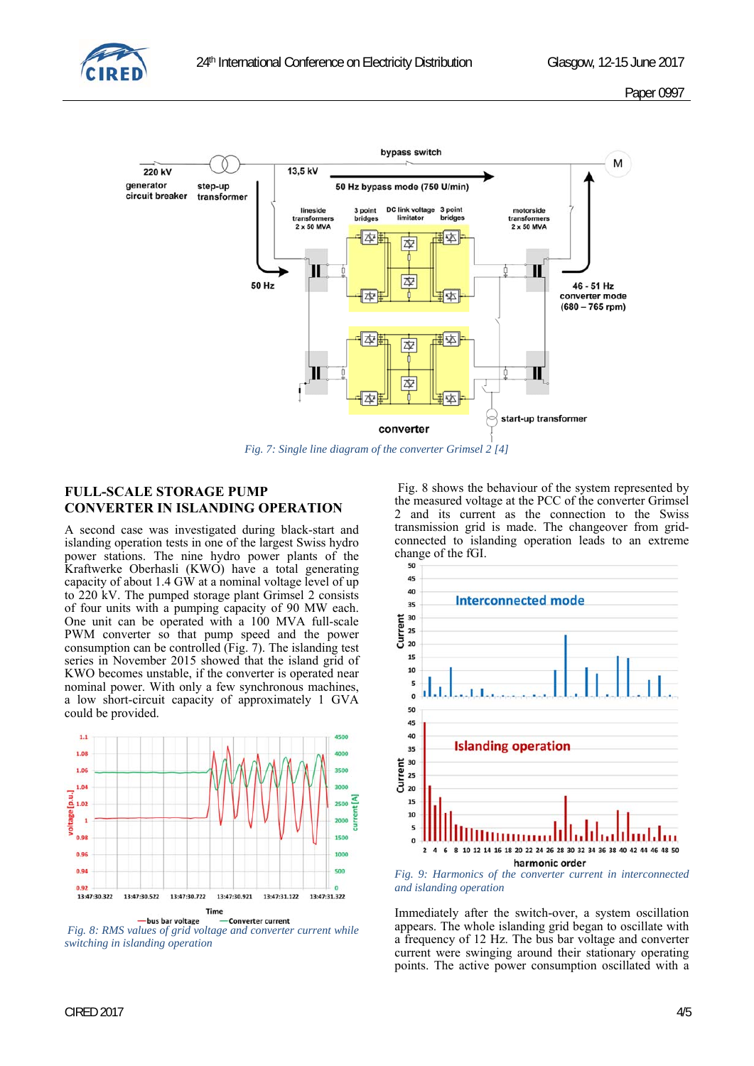*Fig. 7: Single line diagram of the converter Grimsel 2 [4]*

## FULL-SCALE STORAGE PUMP CONVERTER IN ISLANDING OPERATION

A second case was investigated during black-start and islanding operation tests in one of the largest Swiss hydro power stations. The nine hydro power plants of the Kraftwerke Oberhasli (KWO) have a total generating capacity of about 1.4 GW at a nominal voltage level of up to 220 kV. The pumped storage plant Grimsel 2 consists of four units with a pumping capacity of 90 MW each. One unit can be operated with a 100 MVA full-scale PWM converter so that pump speed and the power consumption can be controlled (Fig. 7). The islanding test series in November 2015 showed that the island grid of KWO becomes unstable, if the converter is operated near nominal power. With only a few synchronous machines, a low short-circuit capacity of approximately 1 GVA could be provided.

*Fig. 8: RMS values of grid voltage and converter current while switching in islanding operation*

Fig. 8 shows the behaviour of the system represented by the measured voltage at the PCC of the converter Grimsel 2 and its current as the connection to the Swiss transmission grid is made. The changeover from grid-connected to islanding operation leads to an extreme change of the fGI.

*Fig. 9: Harmonics of the converter current in interconnected and islanding operation*

Immediately after the switch-over, a system oscillation appears. The whole islanding grid began to oscillate with a frequency of 12 Hz. The bus bar voltage and converter current were swinging around their stationary operating points. The active power consumption oscillated with a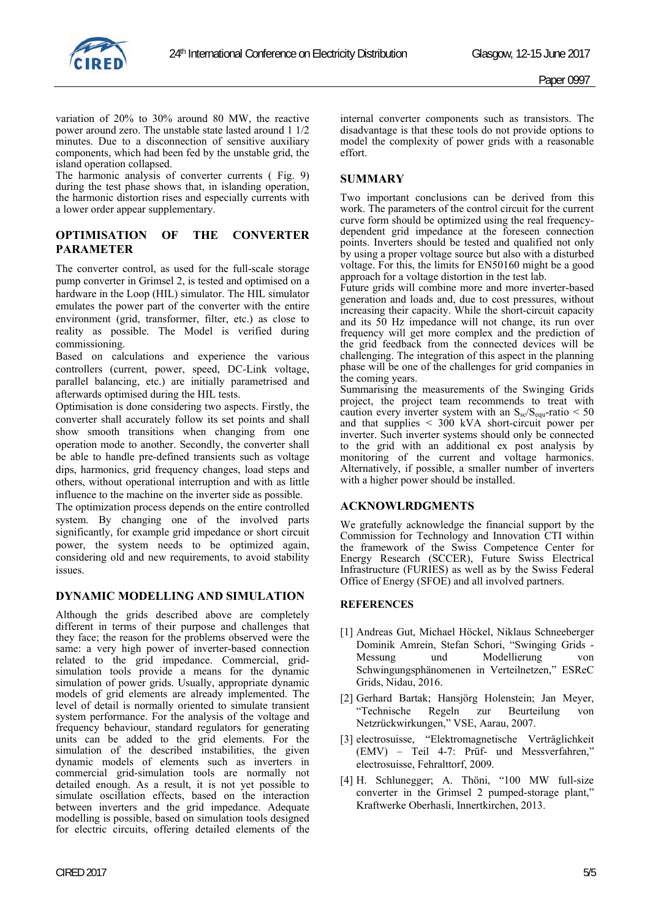variation of 20% to 30% around 80 MW, the reactive power around zero. The unstable state lasted around 1 1/2 minutes. Due to a disconnection of sensitive auxiliary components, which had been fed by the unstable grid, the island operation collapsed.

The harmonic analysis of converter currents ( Fig. 9) during the test phase shows that, in islanding operation, the harmonic distortion rises and especially currents with a lower order appear supplementary.

## OPTIMISATION OF THE CONVERTER PARAMETER

The converter control, as used for the full-scale storage pump converter in Grimsel 2, is tested and optimised on a hardware in the Loop (HIL) simulator. The HIL simulator emulates the power part of the converter with the entire environment (grid, transformer, filter, etc.) as close to reality as possible. The Model is verified during commissioning.

Based on calculations and experience the various controllers (current, power, speed, DC-Link voltage, parallel balancing, etc.) are initially parametrised and afterwards optimised during the HIL tests.

Optimisation is done considering two aspects. Firstly, the converter shall accurately follow its set points and shall show smooth transitions when changing from one operation mode to another. Secondly, the converter shall be able to handle pre-defined transients such as voltage dips, harmonics, grid frequency changes, load steps and others, without operational interruption and with as little influence to the machine on the inverter side as possible.

The optimization process depends on the entire controlled system. By changing one of the involved parts significantly, for example grid impedance or short circuit power, the system needs to be optimized again, considering old and new requirements, to avoid stability issues.

## DYNAMIC MODELLING AND SIMULATION

Although the grids described above are completely different in terms of their purpose and challenges that they face; the reason for the problems observed were the same: a very high power of inverter-based connection related to the grid impedance. Commercial, grid-simulation tools provide a means for the dynamic simulation of power grids. Usually, appropriate dynamic models of grid elements are already implemented. The level of detail is normally oriented to simulate transient system performance. For the analysis of the voltage and frequency behaviour, standard regulators for generating units can be added to the grid elements. For the simulation of the described instabilities, the given dynamic models of elements such as inverters in commercial grid-simulation tools are normally not detailed enough. As a result, it is not yet possible to simulate oscillation effects, based on the interaction between inverters and the grid impedance. Adequate modelling is possible, based on simulation tools designed for electric circuits, offering detailed elements of the internal converter components such as transistors. The disadvantage is that these tools do not provide options to model the complexity of power grids with a reasonable effort.

## SUMMARY

Two important conclusions can be derived from this work. The parameters of the control circuit for the current curve form should be optimized using the real frequency-dependent grid impedance at the foreseen connection points. Inverters should be tested and qualified not only by using a proper voltage source but also with a disturbed voltage. For this, the limits for EN50160 might be a good approach for a voltage distortion in the test lab.

Future grids will combine more and more inverter-based generation and loads and, due to cost pressures, without increasing their capacity. While the short-circuit capacity and its 50 Hz impedance will not change, its run over frequency will get more complex and the prediction of the grid feedback from the connected devices will be challenging. The integration of this aspect in the planning phase will be one of the challenges for grid companies in the coming years.

Summarising the measurements of the Swinging Grids project, the project team recommends to treat with caution every inverter system with an $S_{sc}/S_{equ}$-ratio < 50 and that supplies < 300 kVA short-circuit power per inverter. Such inverter systems should only be connected to the grid with an additional ex post analysis by monitoring of the current and voltage harmonics. Alternatively, if possible, a smaller number of inverters with a higher power should be installed.

## ACKNOWLRDGMENTS

We gratefully acknowledge the financial support by the Commission for Technology and Innovation CTI within the framework of the Swiss Competence Center for Energy Research (SCCER), Future Swiss Electrical Infrastructure (FURIES) as well as by the Swiss Federal Office of Energy (SFOE) and all involved partners.

## REFERENCES

[1] Andreas Gut, Michael Höckel, Niklaus Schneeberger Dominik Amrein, Stefan Schori, "Swinging Grids - Messung und Modellierung von Schwingungsphänomenen in Verteilnetzen," ESReC Grids, Nidau, 2016.

[2] Gerhard Bartak; Hansjörg Holenstein; Jan Meyer, "Technische Regeln zur Beurteilung von Netzrückwirkungen," VSE, Aarau, 2007.

[3] electrosuisse, "Elektromagnetische Verträglichkeit (EMV) – Teil 4-7: Prüf- und Messverfahren," electrosuisse, Fehraltdorf, 2009.

[4] H. Schlunegger; A. Thöni, "100 MW full-size converter in the Grimsel 2 pumped-storage plant," Kraftwerke Oberhasli, Innertkirchen, 2013.